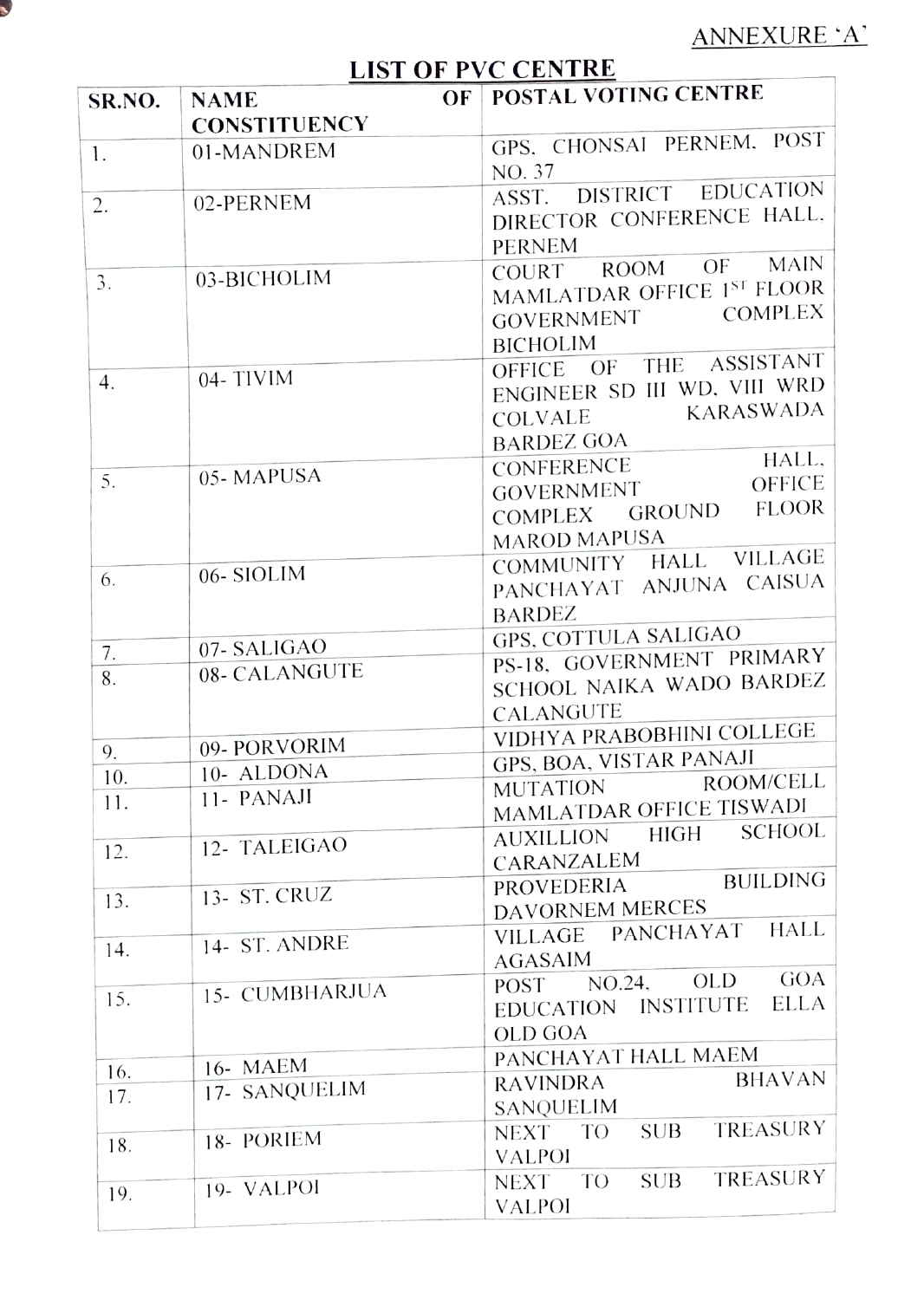ANNEXURE 'A'

# LIST OF PVC CENTRE

| SR.NO. | NAME OF CONSTITUENCY | POSTAL VOTING CENTRE |
|---|---|---|
| 1. | 01-MANDREM | GPS. CHONSAI PERNEM. POST NO. 37 |
| 2. | 02-PERNEM | ASST. DISTRICT EDUCATION DIRECTOR CONFERENCE HALL. PERNEM |
| 3. | 03-BICHOLIM | COURT ROOM OF MAIN MAMLATDAR OFFICE 1ST FLOOR GOVERNMENT COMPLEX BICHOLIM |
| 4. | 04- TIVIM | OFFICE OF THE ASSISTANT ENGINEER SD III WD. VIII WRD COLVALE KARASWADA BARDEZ GOA |
| 5. | 05- MAPUSA | CONFERENCE HALL, GOVERNMENT OFFICE COMPLEX GROUND FLOOR MAROD MAPUSA |
| 6. | 06- SIOLIM | COMMUNITY HALL VILLAGE PANCHAYAT ANJUNA CAISUA BARDEZ |
| 7. | 07- SALIGAO | GPS, COTTULA SALIGAO |
| 8. | 08- CALANGUTE | PS-18, GOVERNMENT PRIMARY SCHOOL NAIKA WADO BARDEZ CALANGUTE |
| 9. | 09- PORVORIM | VIDHYA PRABOBHINI COLLEGE |
| 10. | 10- ALDONA | GPS, BOA, VISTAR PANAJI |
| 11. | 11- PANAJI | MUTATION ROOM/CELL MAMLATDAR OFFICE TISWADI |
| 12. | 12- TALEIGAO | AUXILLION HIGH SCHOOL CARANZALEM |
| 13. | 13- ST. CRUZ | PROVEDERIA BUILDING DAVORNEM MERCES |
| 14. | 14- ST. ANDRE | VILLAGE PANCHAYAT HALL AGASAIM |
| 15. | 15- CUMBHARJUA | POST NO.24, OLD GOA EDUCATION INSTITUTE ELLA OLD GOA |
| 16. | 16- MAEM | PANCHAYAT HALL MAEM |
| 17. | 17- SANQUELIM | RAVINDRA BHAVAN SANQUELIM |
| 18. | 18- PORIEM | NEXT TO SUB TREASURY VALPOI |
| 19. | 19- VALPOI | NEXT TO SUB TREASURY VALPOI |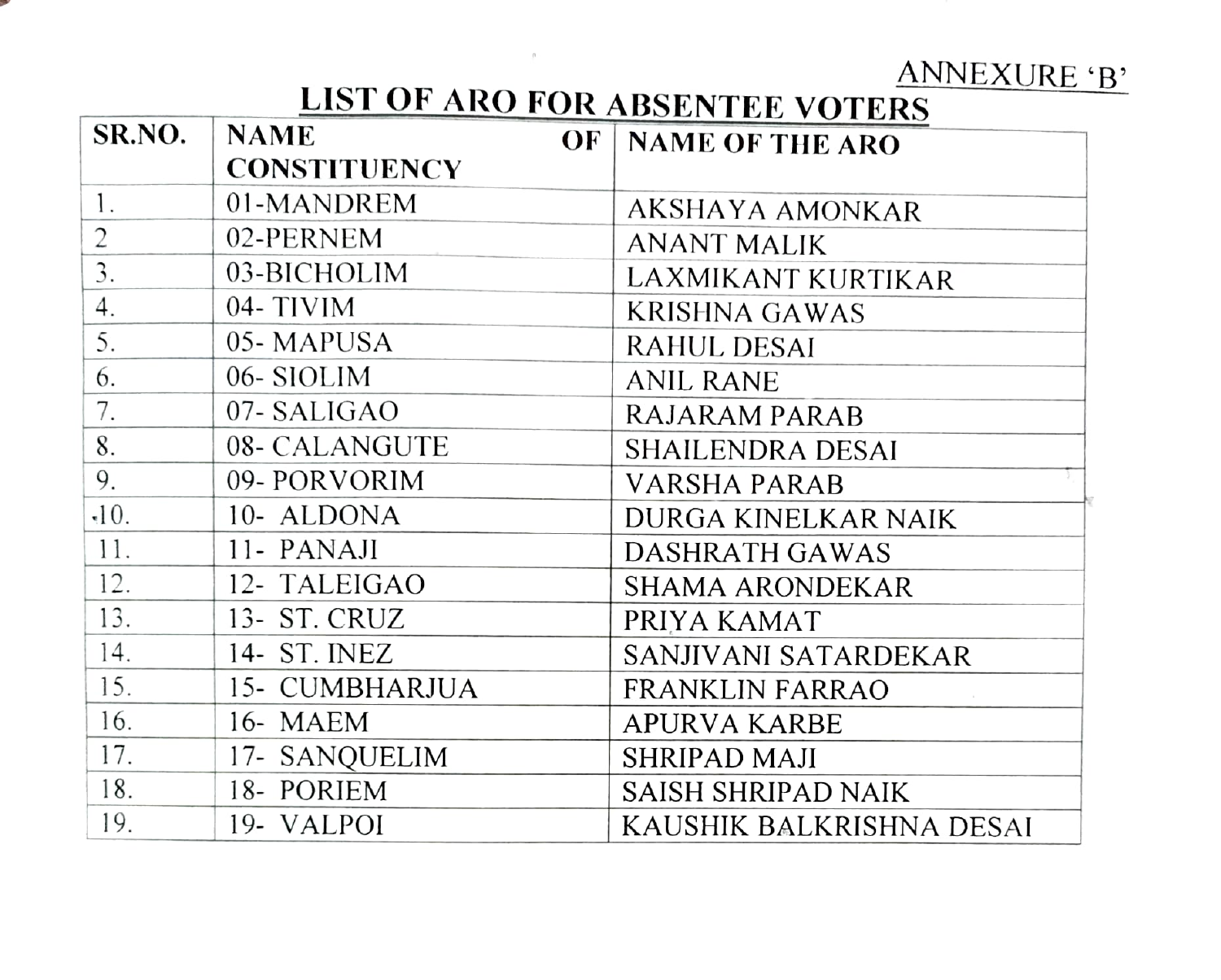ANNEXURE 'B'

# LIST OF ARO FOR ABSENTEE VOTERS

| SR.NO. | NAME OF CONSTITUENCY | NAME OF THE ARO |
|---|---|---|
| 1. | 01-MANDREM | AKSHAYA AMONKAR |
| 2 | 02-PERNEM | ANANT MALIK |
| 3. | 03-BICHOLIM | LAXMIKANT KURTIKAR |
| 4. | 04- TIVIM | KRISHNA GAWAS |
| 5. | 05- MAPUSA | RAHUL DESAI |
| 6. | 06- SIOLIM | ANIL RANE |
| 7. | 07- SALIGAO | RAJARAM PARAB |
| 8. | 08- CALANGUTE | SHAILENDRA DESAI |
| 9. | 09- PORVORIM | VARSHA PARAB |
| 10. | 10- ALDONA | DURGA KINELKAR NAIK |
| 11. | 11- PANAJI | DASHRATH GAWAS |
| 12. | 12- TALEIGAO | SHAMA ARONDEKAR |
| 13. | 13- ST. CRUZ | PRIYA KAMAT |
| 14. | 14- ST. INEZ | SANJIVANI SATARDEKAR |
| 15. | 15- CUMBHARJUA | FRANKLIN FARRAO |
| 16. | 16- MAEM | APURVA KARBE |
| 17. | 17- SANQUELIM | SHRIPAD MAJI |
| 18. | 18- PORIEM | SAISH SHRIPAD NAIK |
| 19. | 19- VALPOI | KAUSHIK BALKRISHNA DESAI |